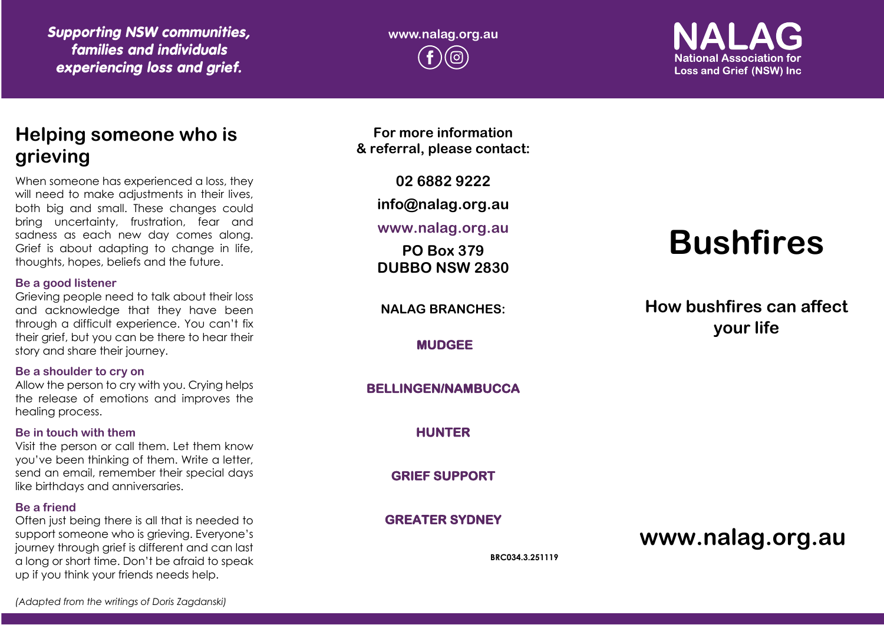*Supporting NSW communities, families and individuals experiencing loss and grief.*

www.nalag.org.au

**NALAG**
**National Association for Loss and Grief (NSW) Inc**

## Helping someone who is grieving

When someone has experienced a loss, they will need to make adjustments in their lives, both big and small. These changes could bring uncertainty, frustration, fear and sadness as each new day comes along. Grief is about adapting to change in life, thoughts, hopes, beliefs and the future.

### Be a good listener

Grieving people need to talk about their loss and acknowledge that they have been through a difficult experience. You can't fix their grief, but you can be there to hear their story and share their journey.

### Be a shoulder to cry on

Allow the person to cry with you. Crying helps the release of emotions and improves the healing process.

### Be in touch with them

Visit the person or call them. Let them know you've been thinking of them. Write a letter, send an email, remember their special days like birthdays and anniversaries.

### Be a friend

Often just being there is all that is needed to support someone who is grieving. Everyone's journey through grief is different and can last a long or short time. Don't be afraid to speak up if you think your friends needs help.

*(Adapted from the writings of Doris Zagdanski)*

**For more information & referral, please contact:**

**02 6882 9222**

**info@nalag.org.au**

**www.nalag.org.au**

**PO Box 379**
**DUBBO NSW 2830**

**NALAG BRANCHES:**

**MUDGEE**

**BELLINGEN/NAMBUCCA**

**HUNTER**

**GRIEF SUPPORT**

**GREATER SYDNEY**

BRC034.3.251119

# Bushfires

## How bushfires can affect your life

**www.nalag.org.au**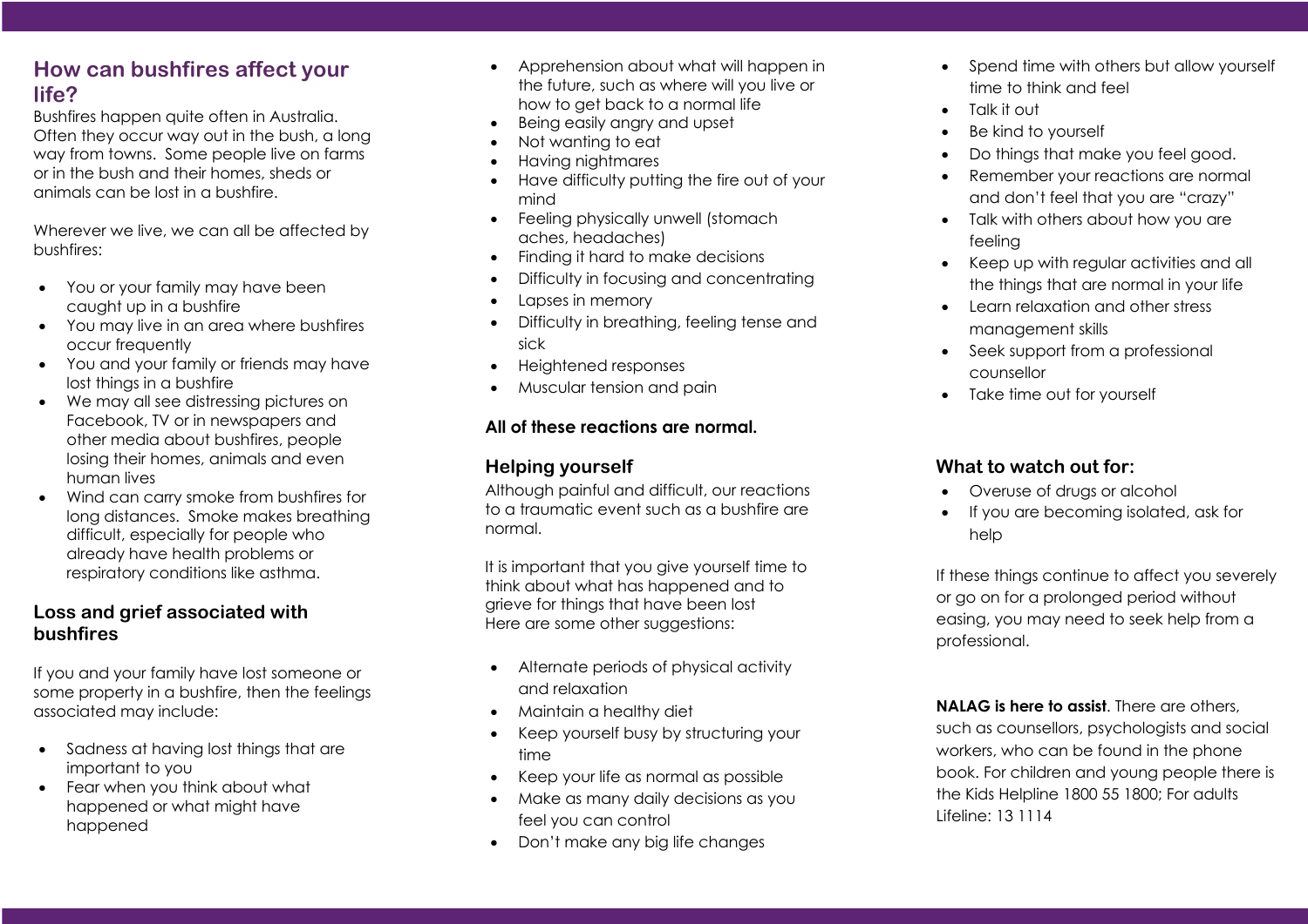## How can bushfires affect your life?

Bushfires happen quite often in Australia. Often they occur way out in the bush, a long way from towns. Some people live on farms or in the bush and their homes, sheds or animals can be lost in a bushfire.

Wherever we live, we can all be affected by bushfires:

- You or your family may have been caught up in a bushfire
- You may live in an area where bushfires occur frequently
- You and your family or friends may have lost things in a bushfire
- We may all see distressing pictures on Facebook, TV or in newspapers and other media about bushfires, people losing their homes, animals and even human lives
- Wind can carry smoke from bushfires for long distances. Smoke makes breathing difficult, especially for people who already have health problems or respiratory conditions like asthma.

### Loss and grief associated with bushfires

If you and your family have lost someone or some property in a bushfire, then the feelings associated may include:

- Sadness at having lost things that are important to you
- Fear when you think about what happened or what might have happened
- Apprehension about what will happen in the future, such as where will you live or how to get back to a normal life
- Being easily angry and upset
- Not wanting to eat
- Having nightmares
- Have difficulty putting the fire out of your mind
- Feeling physically unwell (stomach aches, headaches)
- Finding it hard to make decisions
- Difficulty in focusing and concentrating
- Lapses in memory
- Difficulty in breathing, feeling tense and sick
- Heightened responses
- Muscular tension and pain

**All of these reactions are normal.**

### Helping yourself

Although painful and difficult, our reactions to a traumatic event such as a bushfire are normal.

It is important that you give yourself time to think about what has happened and to grieve for things that have been lost
Here are some other suggestions:

- Alternate periods of physical activity and relaxation
- Maintain a healthy diet
- Keep yourself busy by structuring your time
- Keep your life as normal as possible
- Make as many daily decisions as you feel you can control
- Don't make any big life changes
- Spend time with others but allow yourself time to think and feel
- Talk it out
- Be kind to yourself
- Do things that make you feel good.
- Remember your reactions are normal and don't feel that you are "crazy"
- Talk with others about how you are feeling
- Keep up with regular activities and all the things that are normal in your life
- Learn relaxation and other stress management skills
- Seek support from a professional counsellor
- Take time out for yourself

### What to watch out for:

- Overuse of drugs or alcohol
- If you are becoming isolated, ask for help

If these things continue to affect you severely or go on for a prolonged period without easing, you may need to seek help from a professional.

**NALAG is here to assist**. There are others, such as counsellors, psychologists and social workers, who can be found in the phone book. For children and young people there is the Kids Helpline 1800 55 1800; For adults Lifeline: 13 1114